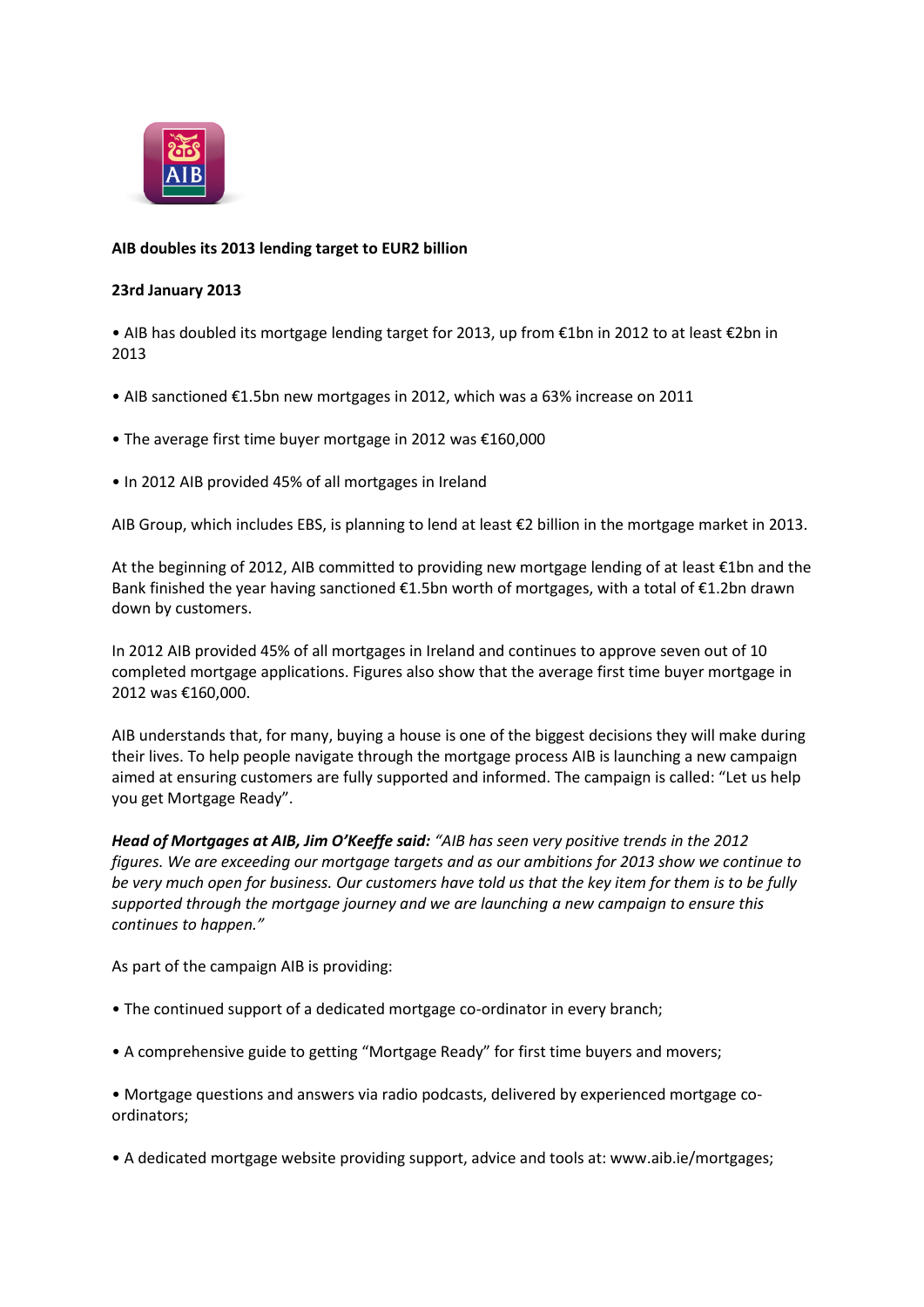**AIB doubles its 2013 lending target to EUR2 billion**

**23rd January 2013**

• AIB has doubled its mortgage lending target for 2013, up from €1bn in 2012 to at least €2bn in 2013

• AIB sanctioned €1.5bn new mortgages in 2012, which was a 63% increase on 2011

• The average first time buyer mortgage in 2012 was €160,000

• In 2012 AIB provided 45% of all mortgages in Ireland

AIB Group, which includes EBS, is planning to lend at least €2 billion in the mortgage market in 2013.

At the beginning of 2012, AIB committed to providing new mortgage lending of at least €1bn and the Bank finished the year having sanctioned €1.5bn worth of mortgages, with a total of €1.2bn drawn down by customers.

In 2012 AIB provided 45% of all mortgages in Ireland and continues to approve seven out of 10 completed mortgage applications. Figures also show that the average first time buyer mortgage in 2012 was €160,000.

AIB understands that, for many, buying a house is one of the biggest decisions they will make during their lives. To help people navigate through the mortgage process AIB is launching a new campaign aimed at ensuring customers are fully supported and informed. The campaign is called: "Let us help you get Mortgage Ready".

***Head of Mortgages at AIB, Jim O'Keeffe said:*** *"AIB has seen very positive trends in the 2012 figures. We are exceeding our mortgage targets and as our ambitions for 2013 show we continue to be very much open for business. Our customers have told us that the key item for them is to be fully supported through the mortgage journey and we are launching a new campaign to ensure this continues to happen."*

As part of the campaign AIB is providing:

• The continued support of a dedicated mortgage co-ordinator in every branch;

• A comprehensive guide to getting "Mortgage Ready" for first time buyers and movers;

• Mortgage questions and answers via radio podcasts, delivered by experienced mortgage co-ordinators;

• A dedicated mortgage website providing support, advice and tools at: www.aib.ie/mortgages;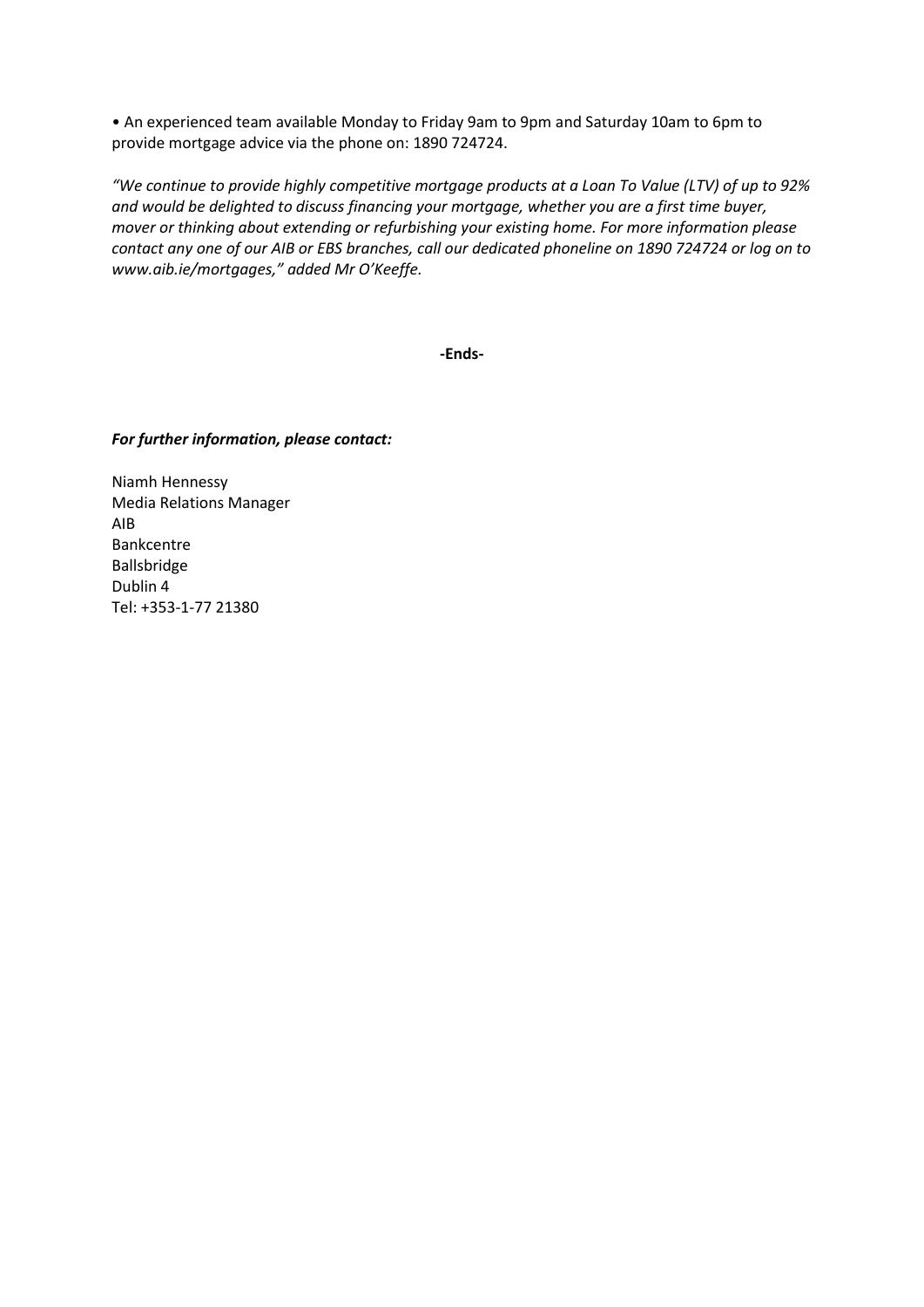- An experienced team available Monday to Friday 9am to 9pm and Saturday 10am to 6pm to provide mortgage advice via the phone on: 1890 724724.

*"We continue to provide highly competitive mortgage products at a Loan To Value (LTV) of up to 92% and would be delighted to discuss financing your mortgage, whether you are a first time buyer, mover or thinking about extending or refurbishing your existing home. For more information please contact any one of our AIB or EBS branches, call our dedicated phoneline on 1890 724724 or log on to www.aib.ie/mortgages," added Mr O'Keeffe.*

**-Ends-**

***For further information, please contact:***

Niamh Hennessy
Media Relations Manager
AIB
Bankcentre
Ballsbridge
Dublin 4
Tel: +353-1-77 21380